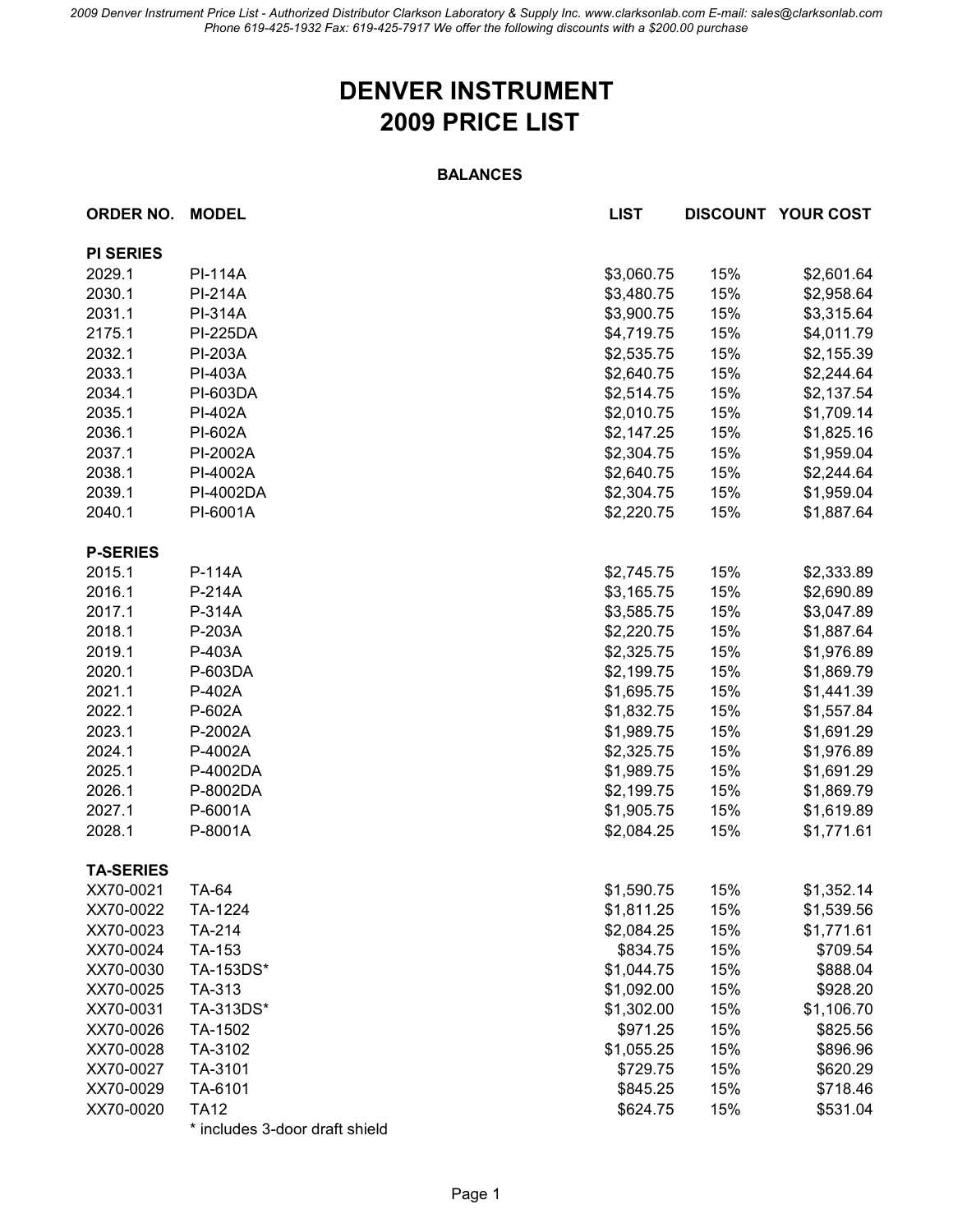# DENVER INSTRUMENT
# 2009 PRICE LIST

## BALANCES

| ORDER NO. | MODEL | LIST | DISCOUNT | YOUR COST |
|---|---|---|---|---|
| **PI SERIES** | | | | |
| 2029.1 | PI-114A | $3,060.75 | 15% | $2,601.64 |
| 2030.1 | PI-214A | $3,480.75 | 15% | $2,958.64 |
| 2031.1 | PI-314A | $3,900.75 | 15% | $3,315.64 |
| 2175.1 | PI-225DA | $4,719.75 | 15% | $4,011.79 |
| 2032.1 | PI-203A | $2,535.75 | 15% | $2,155.39 |
| 2033.1 | PI-403A | $2,640.75 | 15% | $2,244.64 |
| 2034.1 | PI-603DA | $2,514.75 | 15% | $2,137.54 |
| 2035.1 | PI-402A | $2,010.75 | 15% | $1,709.14 |
| 2036.1 | PI-602A | $2,147.25 | 15% | $1,825.16 |
| 2037.1 | PI-2002A | $2,304.75 | 15% | $1,959.04 |
| 2038.1 | PI-4002A | $2,640.75 | 15% | $2,244.64 |
| 2039.1 | PI-4002DA | $2,304.75 | 15% | $1,959.04 |
| 2040.1 | PI-6001A | $2,220.75 | 15% | $1,887.64 |
| **P-SERIES** | | | | |
| 2015.1 | P-114A | $2,745.75 | 15% | $2,333.89 |
| 2016.1 | P-214A | $3,165.75 | 15% | $2,690.89 |
| 2017.1 | P-314A | $3,585.75 | 15% | $3,047.89 |
| 2018.1 | P-203A | $2,220.75 | 15% | $1,887.64 |
| 2019.1 | P-403A | $2,325.75 | 15% | $1,976.89 |
| 2020.1 | P-603DA | $2,199.75 | 15% | $1,869.79 |
| 2021.1 | P-402A | $1,695.75 | 15% | $1,441.39 |
| 2022.1 | P-602A | $1,832.75 | 15% | $1,557.84 |
| 2023.1 | P-2002A | $1,989.75 | 15% | $1,691.29 |
| 2024.1 | P-4002A | $2,325.75 | 15% | $1,976.89 |
| 2025.1 | P-4002DA | $1,989.75 | 15% | $1,691.29 |
| 2026.1 | P-8002DA | $2,199.75 | 15% | $1,869.79 |
| 2027.1 | P-6001A | $1,905.75 | 15% | $1,619.89 |
| 2028.1 | P-8001A | $2,084.25 | 15% | $1,771.61 |
| **TA-SERIES** | | | | |
| XX70-0021 | TA-64 | $1,590.75 | 15% | $1,352.14 |
| XX70-0022 | TA-1224 | $1,811.25 | 15% | $1,539.56 |
| XX70-0023 | TA-214 | $2,084.25 | 15% | $1,771.61 |
| XX70-0024 | TA-153 | $834.75 | 15% | $709.54 |
| XX70-0030 | TA-153DS* | $1,044.75 | 15% | $888.04 |
| XX70-0025 | TA-313 | $1,092.00 | 15% | $928.20 |
| XX70-0031 | TA-313DS* | $1,302.00 | 15% | $1,106.70 |
| XX70-0026 | TA-1502 | $971.25 | 15% | $825.56 |
| XX70-0028 | TA-3102 | $1,055.25 | 15% | $896.96 |
| XX70-0027 | TA-3101 | $729.75 | 15% | $620.29 |
| XX70-0029 | TA-6101 | $845.25 | 15% | $718.46 |
| XX70-0020 | TA12 | $624.75 | 15% | $531.04 |

* includes 3-door draft shield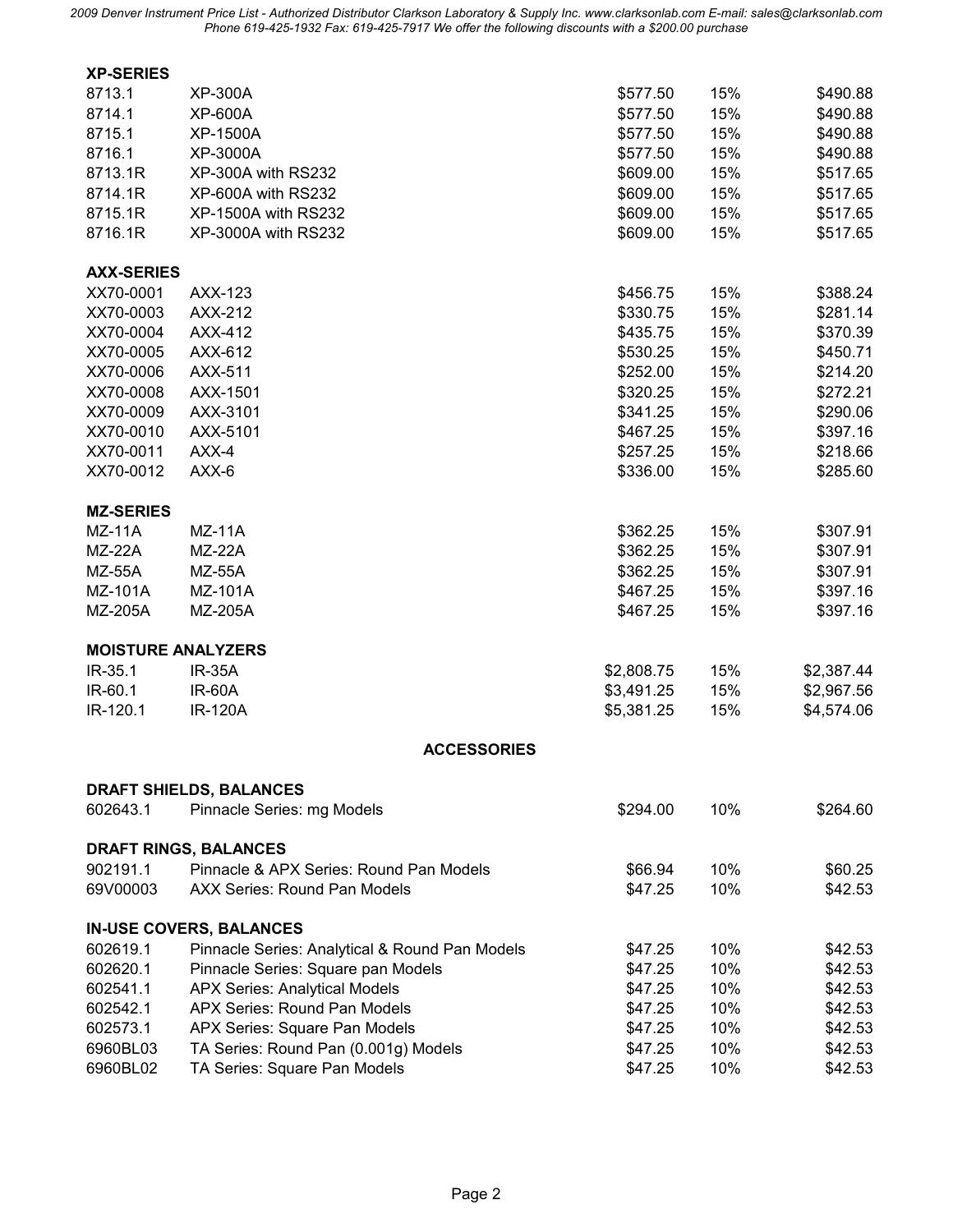### XP-SERIES

| | | | | |
|---|---|---|---|---|
| 8713.1 | XP-300A | $577.50 | 15% | $490.88 |
| 8714.1 | XP-600A | $577.50 | 15% | $490.88 |
| 8715.1 | XP-1500A | $577.50 | 15% | $490.88 |
| 8716.1 | XP-3000A | $577.50 | 15% | $490.88 |
| 8713.1R | XP-300A with RS232 | $609.00 | 15% | $517.65 |
| 8714.1R | XP-600A with RS232 | $609.00 | 15% | $517.65 |
| 8715.1R | XP-1500A with RS232 | $609.00 | 15% | $517.65 |
| 8716.1R | XP-3000A with RS232 | $609.00 | 15% | $517.65 |

### AXX-SERIES

| | | | | |
|---|---|---|---|---|
| XX70-0001 | AXX-123 | $456.75 | 15% | $388.24 |
| XX70-0003 | AXX-212 | $330.75 | 15% | $281.14 |
| XX70-0004 | AXX-412 | $435.75 | 15% | $370.39 |
| XX70-0005 | AXX-612 | $530.25 | 15% | $450.71 |
| XX70-0006 | AXX-511 | $252.00 | 15% | $214.20 |
| XX70-0008 | AXX-1501 | $320.25 | 15% | $272.21 |
| XX70-0009 | AXX-3101 | $341.25 | 15% | $290.06 |
| XX70-0010 | AXX-5101 | $467.25 | 15% | $397.16 |
| XX70-0011 | AXX-4 | $257.25 | 15% | $218.66 |
| XX70-0012 | AXX-6 | $336.00 | 15% | $285.60 |

### MZ-SERIES

| | | | | |
|---|---|---|---|---|
| MZ-11A | MZ-11A | $362.25 | 15% | $307.91 |
| MZ-22A | MZ-22A | $362.25 | 15% | $307.91 |
| MZ-55A | MZ-55A | $362.25 | 15% | $307.91 |
| MZ-101A | MZ-101A | $467.25 | 15% | $397.16 |
| MZ-205A | MZ-205A | $467.25 | 15% | $397.16 |

### MOISTURE ANALYZERS

| | | | | |
|---|---|---|---|---|
| IR-35.1 | IR-35A | $2,808.75 | 15% | $2,387.44 |
| IR-60.1 | IR-60A | $3,491.25 | 15% | $2,967.56 |
| IR-120.1 | IR-120A | $5,381.25 | 15% | $4,574.06 |

## ACCESSORIES

### DRAFT SHIELDS, BALANCES

| | | | | |
|---|---|---|---|---|
| 602643.1 | Pinnacle Series: mg Models | $294.00 | 10% | $264.60 |

### DRAFT RINGS, BALANCES

| | | | | |
|---|---|---|---|---|
| 902191.1 | Pinnacle & APX Series: Round Pan Models | $66.94 | 10% | $60.25 |
| 69V00003 | AXX Series: Round Pan Models | $47.25 | 10% | $42.53 |

### IN-USE COVERS, BALANCES

| | | | | |
|---|---|---|---|---|
| 602619.1 | Pinnacle Series: Analytical & Round Pan Models | $47.25 | 10% | $42.53 |
| 602620.1 | Pinnacle Series: Square pan Models | $47.25 | 10% | $42.53 |
| 602541.1 | APX Series: Analytical Models | $47.25 | 10% | $42.53 |
| 602542.1 | APX Series: Round Pan Models | $47.25 | 10% | $42.53 |
| 602573.1 | APX Series: Square Pan Models | $47.25 | 10% | $42.53 |
| 6960BL03 | TA Series: Round Pan (0.001g) Models | $47.25 | 10% | $42.53 |
| 6960BL02 | TA Series: Square Pan Models | $47.25 | 10% | $42.53 |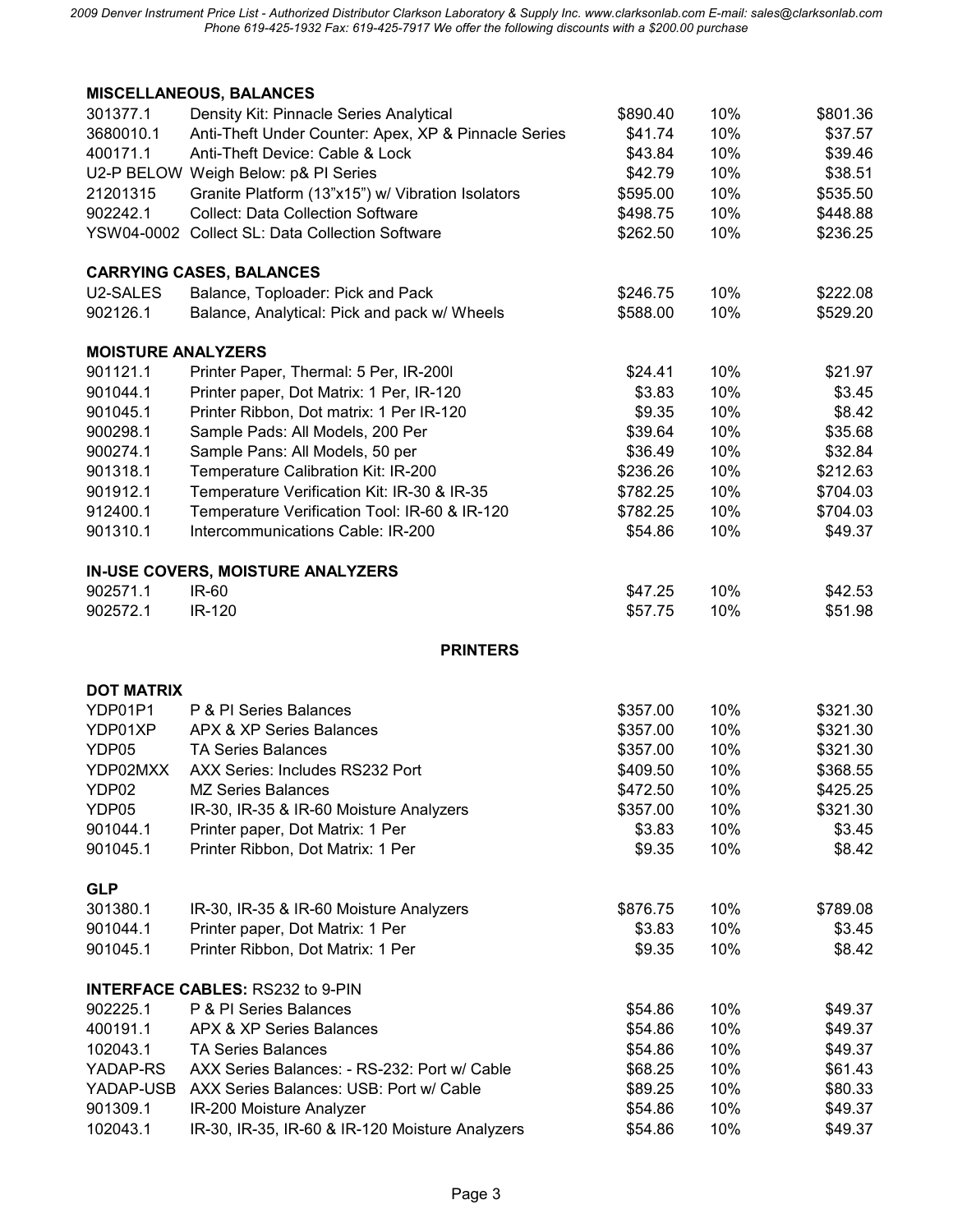### MISCELLANEOUS, BALANCES

| | | | | |
|---|---|---|---|---|
| 301377.1 | Density Kit: Pinnacle Series Analytical | $890.40 | 10% | $801.36 |
| 3680010.1 | Anti-Theft Under Counter: Apex, XP & Pinnacle Series | $41.74 | 10% | $37.57 |
| 400171.1 | Anti-Theft Device: Cable & Lock | $43.84 | 10% | $39.46 |
| U2-P BELOW | Weigh Below: p& PI Series | $42.79 | 10% | $38.51 |
| 21201315 | Granite Platform (13"x15") w/ Vibration Isolators | $595.00 | 10% | $535.50 |
| 902242.1 | Collect: Data Collection Software | $498.75 | 10% | $448.88 |
| YSW04-0002 | Collect SL: Data Collection Software | $262.50 | 10% | $236.25 |

### CARRYING CASES, BALANCES

| | | | | |
|---|---|---|---|---|
| U2-SALES | Balance, Toploader: Pick and Pack | $246.75 | 10% | $222.08 |
| 902126.1 | Balance, Analytical: Pick and pack w/ Wheels | $588.00 | 10% | $529.20 |

### MOISTURE ANALYZERS

| | | | | |
|---|---|---|---|---|
| 901121.1 | Printer Paper, Thermal: 5 Per, IR-200l | $24.41 | 10% | $21.97 |
| 901044.1 | Printer paper, Dot Matrix: 1 Per, IR-120 | $3.83 | 10% | $3.45 |
| 901045.1 | Printer Ribbon, Dot matrix: 1 Per IR-120 | $9.35 | 10% | $8.42 |
| 900298.1 | Sample Pads: All Models, 200 Per | $39.64 | 10% | $35.68 |
| 900274.1 | Sample Pans: All Models, 50 per | $36.49 | 10% | $32.84 |
| 901318.1 | Temperature Calibration Kit: IR-200 | $236.26 | 10% | $212.63 |
| 901912.1 | Temperature Verification Kit: IR-30 & IR-35 | $782.25 | 10% | $704.03 |
| 912400.1 | Temperature Verification Tool: IR-60 & IR-120 | $782.25 | 10% | $704.03 |
| 901310.1 | Intercommunications Cable: IR-200 | $54.86 | 10% | $49.37 |

### IN-USE COVERS, MOISTURE ANALYZERS

| | | | | |
|---|---|---|---|---|
| 902571.1 | IR-60 | $47.25 | 10% | $42.53 |
| 902572.1 | IR-120 | $57.75 | 10% | $51.98 |

## PRINTERS

### DOT MATRIX

| | | | | |
|---|---|---|---|---|
| YDP01P1 | P & PI Series Balances | $357.00 | 10% | $321.30 |
| YDP01XP | APX & XP Series Balances | $357.00 | 10% | $321.30 |
| YDP05 | TA Series Balances | $357.00 | 10% | $321.30 |
| YDP02MXX | AXX Series: Includes RS232 Port | $409.50 | 10% | $368.55 |
| YDP02 | MZ Series Balances | $472.50 | 10% | $425.25 |
| YDP05 | IR-30, IR-35 & IR-60 Moisture Analyzers | $357.00 | 10% | $321.30 |
| 901044.1 | Printer paper, Dot Matrix: 1 Per | $3.83 | 10% | $3.45 |
| 901045.1 | Printer Ribbon, Dot Matrix: 1 Per | $9.35 | 10% | $8.42 |

### GLP

| | | | | |
|---|---|---|---|---|
| 301380.1 | IR-30, IR-35 & IR-60 Moisture Analyzers | $876.75 | 10% | $789.08 |
| 901044.1 | Printer paper, Dot Matrix: 1 Per | $3.83 | 10% | $3.45 |
| 901045.1 | Printer Ribbon, Dot Matrix: 1 Per | $9.35 | 10% | $8.42 |

### INTERFACE CABLES: RS232 to 9-PIN

| | | | | |
|---|---|---|---|---|
| 902225.1 | P & PI Series Balances | $54.86 | 10% | $49.37 |
| 400191.1 | APX & XP Series Balances | $54.86 | 10% | $49.37 |
| 102043.1 | TA Series Balances | $54.86 | 10% | $49.37 |
| YADAP-RS | AXX Series Balances: - RS-232: Port w/ Cable | $68.25 | 10% | $61.43 |
| YADAP-USB | AXX Series Balances: USB: Port w/ Cable | $89.25 | 10% | $80.33 |
| 901309.1 | IR-200 Moisture Analyzer | $54.86 | 10% | $49.37 |
| 102043.1 | IR-30, IR-35, IR-60 & IR-120 Moisture Analyzers | $54.86 | 10% | $49.37 |